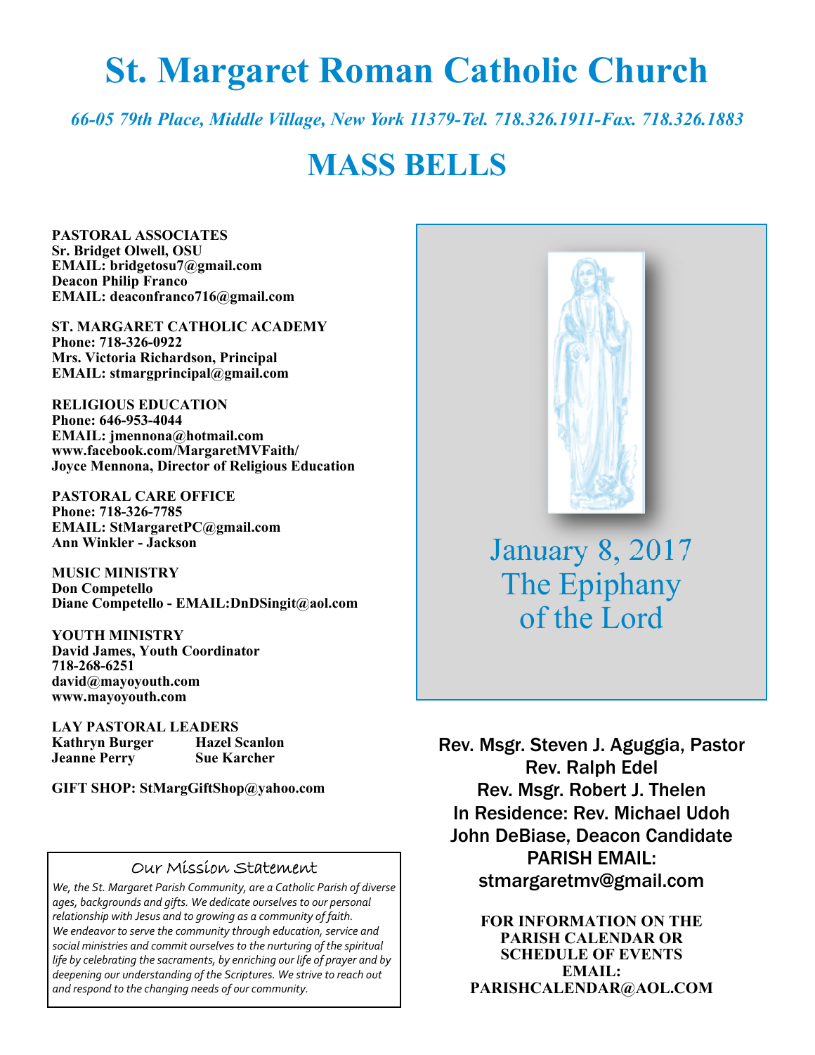# St. Margaret Roman Catholic Church

*66-05 79th Place, Middle Village, New York 11379-Tel. 718.326.1911-Fax. 718.326.1883*

# MASS BELLS

**PASTORAL ASSOCIATES**
**Sr. Bridget Olwell, OSU**
**EMAIL: bridgetosu7@gmail.com**
**Deacon Philip Franco**
**EMAIL: deaconfranco716@gmail.com**

**ST. MARGARET CATHOLIC ACADEMY**
**Phone: 718-326-0922**
**Mrs. Victoria Richardson, Principal**
**EMAIL: stmargprincipal@gmail.com**

**RELIGIOUS EDUCATION**
**Phone: 646-953-4044**
**EMAIL: jmennona@hotmail.com**
**www.facebook.com/MargaretMVFaith/**
**Joyce Mennona, Director of Religious Education**

**PASTORAL CARE OFFICE**
**Phone: 718-326-7785**
**EMAIL: StMargaretPC@gmail.com**
**Ann Winkler - Jackson**

**MUSIC MINISTRY**
**Don Competello**
**Diane Competello - EMAIL:DnDSingit@aol.com**

**YOUTH MINISTRY**
**David James, Youth Coordinator**
**718-268-6251**
**david@mayoyouth.com**
**www.mayoyouth.com**

**LAY PASTORAL LEADERS**
**Kathryn Burger** — **Hazel Scanlon**
**Jeanne Perry** — **Sue Karcher**

**GIFT SHOP: StMargGiftShop@yahoo.com**

## Our Mission Statement

*We, the St. Margaret Parish Community, are a Catholic Parish of diverse ages, backgrounds and gifts. We dedicate ourselves to our personal relationship with Jesus and to growing as a community of faith. We endeavor to serve the community through education, service and social ministries and commit ourselves to the nurturing of the spiritual life by celebrating the sacraments, by enriching our life of prayer and by deepening our understanding of the Scriptures. We strive to reach out and respond to the changing needs of our community.*

January 8, 2017
The Epiphany of the Lord

Rev. Msgr. Steven J. Aguggia, Pastor
Rev. Ralph Edel
Rev. Msgr. Robert J. Thelen
In Residence: Rev. Michael Udoh
John DeBiase, Deacon Candidate
PARISH EMAIL:
stmargaretmv@gmail.com

**FOR INFORMATION ON THE PARISH CALENDAR OR SCHEDULE OF EVENTS EMAIL: PARISHCALENDAR@AOL.COM**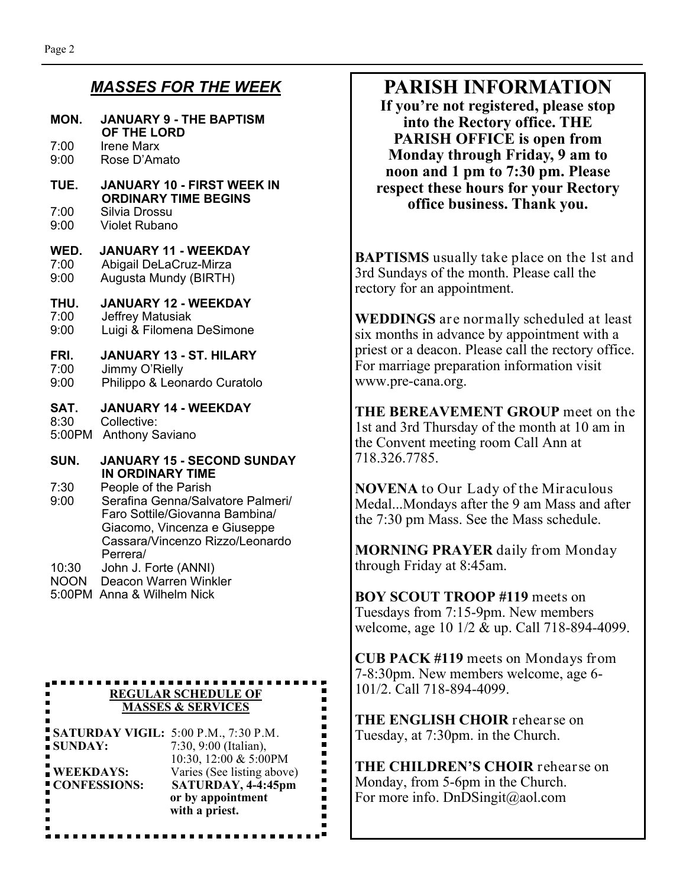## *MASSES FOR THE WEEK*

**MON. JANUARY 9 - THE BAPTISM OF THE LORD**
7:00 Irene Marx
9:00 Rose D'Amato

**TUE. JANUARY 10 - FIRST WEEK IN ORDINARY TIME BEGINS**
7:00 Silvia Drossu
9:00 Violet Rubano

**WED. JANUARY 11 - WEEKDAY**
7:00 Abigail DeLaCruz-Mirza
9:00 Augusta Mundy (BIRTH)

**THU. JANUARY 12 - WEEKDAY**
7:00 Jeffrey Matusiak
9:00 Luigi & Filomena DeSimone

**FRI. JANUARY 13 - ST. HILARY**
7:00 Jimmy O'Rielly
9:00 Philippo & Leonardo Curatolo

**SAT. JANUARY 14 - WEEKDAY**
8:30 Collective:
5:00PM Anthony Saviano

**SUN. JANUARY 15 - SECOND SUNDAY IN ORDINARY TIME**
7:30 People of the Parish
9:00 Serafina Genna/Salvatore Palmeri/ Faro Sottile/Giovanna Bambina/ Giacomo, Vincenza e Giuseppe Cassara/Vincenzo Rizzo/Leonardo Perrera/
10:30 John J. Forte (ANNI)
NOON Deacon Warren Winkler
5:00PM Anna & Wilhelm Nick

**REGULAR SCHEDULE OF MASSES & SERVICES**

**SATURDAY VIGIL:** 5:00 P.M., 7:30 P.M.
**SUNDAY:** 7:30, 9:00 (Italian), 10:30, 12:00 & 5:00PM
**WEEKDAYS:** Varies (See listing above)
**CONFESSIONS:** **SATURDAY, 4-4:45pm or by appointment with a priest.**

# PARISH INFORMATION

**If you're not registered, please stop into the Rectory office. THE PARISH OFFICE is open from Monday through Friday, 9 am to noon and 1 pm to 7:30 pm. Please respect these hours for your Rectory office business. Thank you.**

**BAPTISMS** usually take place on the 1st and 3rd Sundays of the month. Please call the rectory for an appointment.

**WEDDINGS** are normally scheduled at least six months in advance by appointment with a priest or a deacon. Please call the rectory office. For marriage preparation information visit www.pre-cana.org.

**THE BEREAVEMENT GROUP** meet on the 1st and 3rd Thursday of the month at 10 am in the Convent meeting room Call Ann at 718.326.7785.

**NOVENA** to Our Lady of the Miraculous Medal...Mondays after the 9 am Mass and after the 7:30 pm Mass. See the Mass schedule.

**MORNING PRAYER** daily from Monday through Friday at 8:45am.

**BOY SCOUT TROOP #119** meets on Tuesdays from 7:15-9pm. New members welcome, age 10 1/2 & up. Call 718-894-4099.

**CUB PACK #119** meets on Mondays from 7-8:30pm. New members welcome, age 6-101/2. Call 718-894-4099.

**THE ENGLISH CHOIR** rehearse on Tuesday, at 7:30pm. in the Church.

**THE CHILDREN'S CHOIR** rehearse on Monday, from 5-6pm in the Church. For more info. DnDSingit@aol.com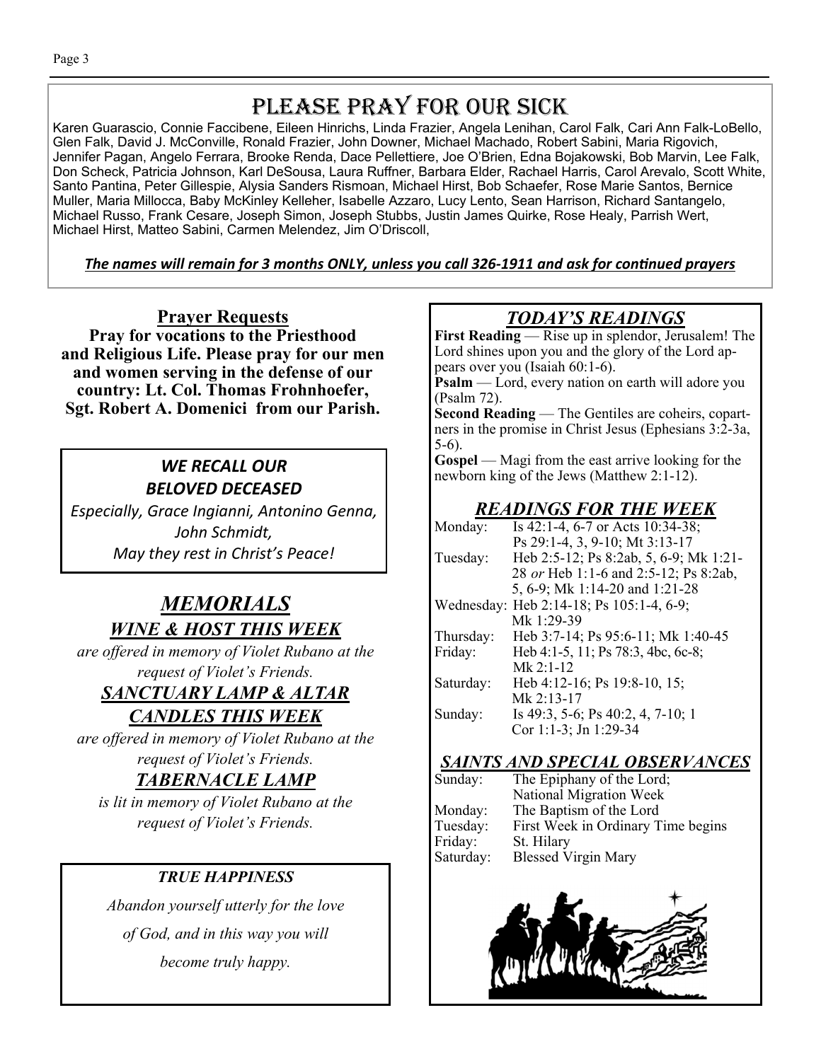# Please Pray for Our Sick

Karen Guarascio, Connie Faccibene, Eileen Hinrichs, Linda Frazier, Angela Lenihan, Carol Falk, Cari Ann Falk-LoBello, Glen Falk, David J. McConville, Ronald Frazier, John Downer, Michael Machado, Robert Sabini, Maria Rigovich, Jennifer Pagan, Angelo Ferrara, Brooke Renda, Dace Pellettiere, Joe O'Brien, Edna Bojakowski, Bob Marvin, Lee Falk, Don Scheck, Patricia Johnson, Karl DeSousa, Laura Ruffner, Barbara Elder, Rachael Harris, Carol Arevalo, Scott White, Santo Pantina, Peter Gillespie, Alysia Sanders Rismoan, Michael Hirst, Bob Schaefer, Rose Marie Santos, Bernice Muller, Maria Millocca, Baby McKinley Kelleher, Isabelle Azzaro, Lucy Lento, Sean Harrison, Richard Santangelo, Michael Russo, Frank Cesare, Joseph Simon, Joseph Stubbs, Justin James Quirke, Rose Healy, Parrish Wert, Michael Hirst, Matteo Sabini, Carmen Melendez, Jim O'Driscoll,

***The names will remain for 3 months ONLY, unless you call 326-1911 and ask for continued prayers***

## Prayer Requests

**Pray for vocations to the Priesthood and Religious Life. Please pray for our men and women serving in the defense of our country: Lt. Col. Thomas Frohnhoefer, Sgt. Robert A. Domenici from our Parish.**

### *WE RECALL OUR BELOVED DECEASED*

*Especially, Grace Ingianni, Antonino Genna, John Schmidt,*
*May they rest in Christ's Peace!*

## *MEMORIALS*

### *WINE & HOST THIS WEEK*

*are offered in memory of Violet Rubano at the request of Violet's Friends.*

### *SANCTUARY LAMP & ALTAR CANDLES THIS WEEK*

*are offered in memory of Violet Rubano at the request of Violet's Friends.*

### *TABERNACLE LAMP*

*is lit in memory of Violet Rubano at the request of Violet's Friends.*

### *TRUE HAPPINESS*

*Abandon yourself utterly for the love of God, and in this way you will become truly happy.*

## *TODAY'S READINGS*

**First Reading** — Rise up in splendor, Jerusalem! The Lord shines upon you and the glory of the Lord appears over you (Isaiah 60:1-6).

**Psalm** — Lord, every nation on earth will adore you (Psalm 72).

**Second Reading** — The Gentiles are coheirs, copartners in the promise in Christ Jesus (Ephesians 3:2-3a, 5-6).

**Gospel** — Magi from the east arrive looking for the newborn king of the Jews (Matthew 2:1-12).

## *READINGS FOR THE WEEK*

| | |
|---|---|
| Monday: | Is 42:1-4, 6-7 or Acts 10:34-38; Ps 29:1-4, 3, 9-10; Mt 3:13-17 |
| Tuesday: | Heb 2:5-12; Ps 8:2ab, 5, 6-9; Mk 1:21-28 *or* Heb 1:1-6 and 2:5-12; Ps 8:2ab, 5, 6-9; Mk 1:14-20 and 1:21-28 |
| Wednesday: | Heb 2:14-18; Ps 105:1-4, 6-9; Mk 1:29-39 |
| Thursday: | Heb 3:7-14; Ps 95:6-11; Mk 1:40-45 |
| Friday: | Heb 4:1-5, 11; Ps 78:3, 4bc, 6c-8; Mk 2:1-12 |
| Saturday: | Heb 4:12-16; Ps 19:8-10, 15; Mk 2:13-17 |
| Sunday: | Is 49:3, 5-6; Ps 40:2, 4, 7-10; 1 Cor 1:1-3; Jn 1:29-34 |

## *SAINTS AND SPECIAL OBSERVANCES*

| | |
|---|---|
| Sunday: | The Epiphany of the Lord; National Migration Week |
| Monday: | The Baptism of the Lord |
| Tuesday: | First Week in Ordinary Time begins |
| Friday: | St. Hilary |
| Saturday: | Blessed Virgin Mary |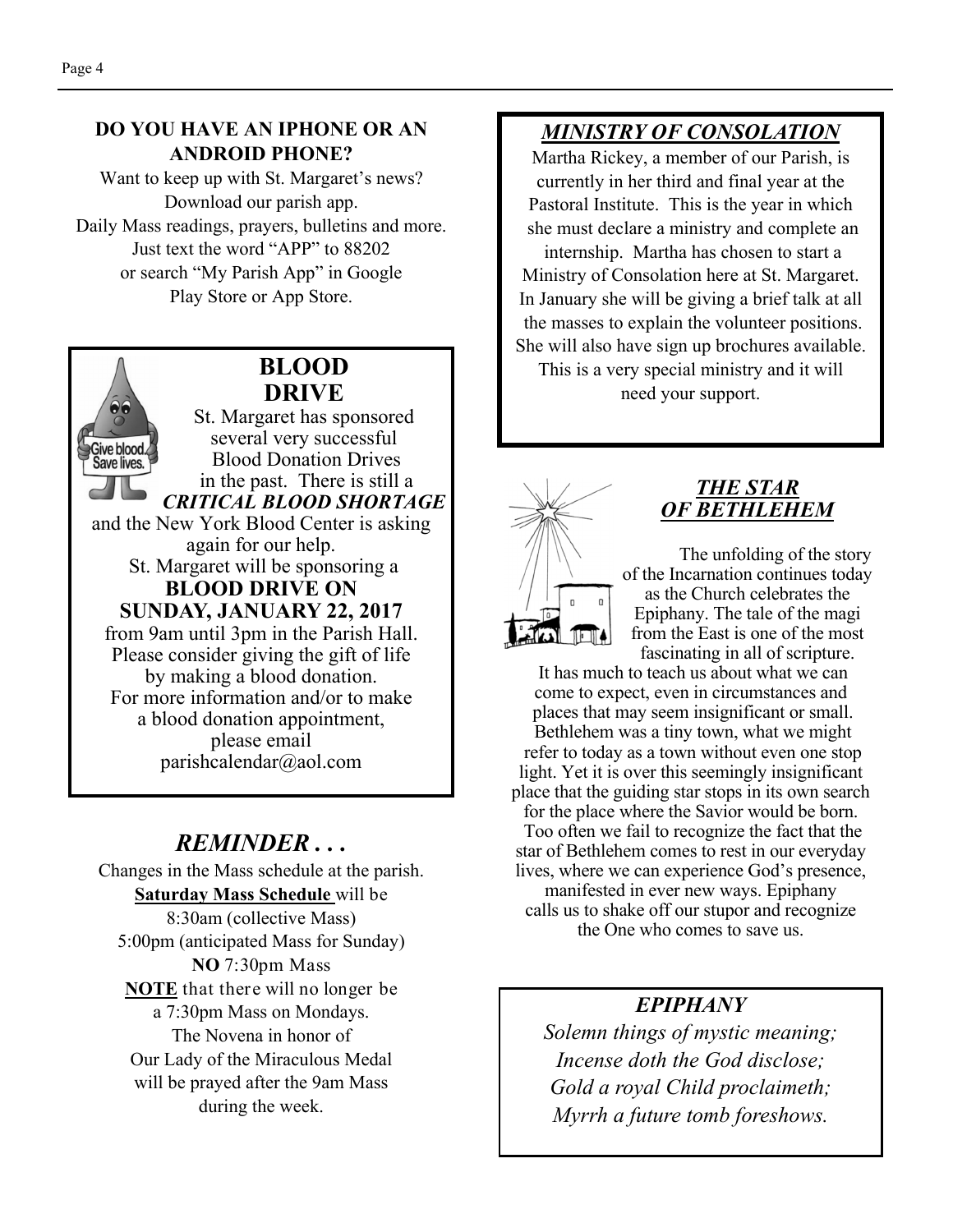**DO YOU HAVE AN IPHONE OR AN ANDROID PHONE?**

Want to keep up with St. Margaret's news?
Download our parish app.
Daily Mass readings, prayers, bulletins and more.
Just text the word "APP" to 88202
or search "My Parish App" in Google
Play Store or App Store.

## BLOOD DRIVE

St. Margaret has sponsored several very successful Blood Donation Drives in the past. There is still a ***CRITICAL BLOOD SHORTAGE*** and the New York Blood Center is asking again for our help.

St. Margaret will be sponsoring a

**BLOOD DRIVE ON SUNDAY, JANUARY 22, 2017**

from 9am until 3pm in the Parish Hall.
Please consider giving the gift of life by making a blood donation.
For more information and/or to make a blood donation appointment, please email
parishcalendar@aol.com

## *REMINDER . . .*

Changes in the Mass schedule at the parish.

**Saturday Mass Schedule** will be
8:30am (collective Mass)
5:00pm (anticipated Mass for Sunday)
**NO** 7:30pm Mass

**NOTE** that there will no longer be a 7:30pm Mass on Mondays.

The Novena in honor of Our Lady of the Miraculous Medal will be prayed after the 9am Mass during the week.

## *MINISTRY OF CONSOLATION*

Martha Rickey, a member of our Parish, is currently in her third and final year at the Pastoral Institute. This is the year in which she must declare a ministry and complete an internship. Martha has chosen to start a Ministry of Consolation here at St. Margaret. In January she will be giving a brief talk at all the masses to explain the volunteer positions. She will also have sign up brochures available. This is a very special ministry and it will need your support.

## *THE STAR OF BETHLEHEM*

The unfolding of the story of the Incarnation continues today as the Church celebrates the Epiphany. The tale of the magi from the East is one of the most fascinating in all of scripture. It has much to teach us about what we can come to expect, even in circumstances and places that may seem insignificant or small. Bethlehem was a tiny town, what we might refer to today as a town without even one stop light. Yet it is over this seemingly insignificant place that the guiding star stops in its own search for the place where the Savior would be born. Too often we fail to recognize the fact that the star of Bethlehem comes to rest in our everyday lives, where we can experience God's presence, manifested in ever new ways. Epiphany calls us to shake off our stupor and recognize the One who comes to save us.

## *EPIPHANY*

*Solemn things of mystic meaning;*
*Incense doth the God disclose;*
*Gold a royal Child proclaimeth;*
*Myrrh a future tomb foreshows.*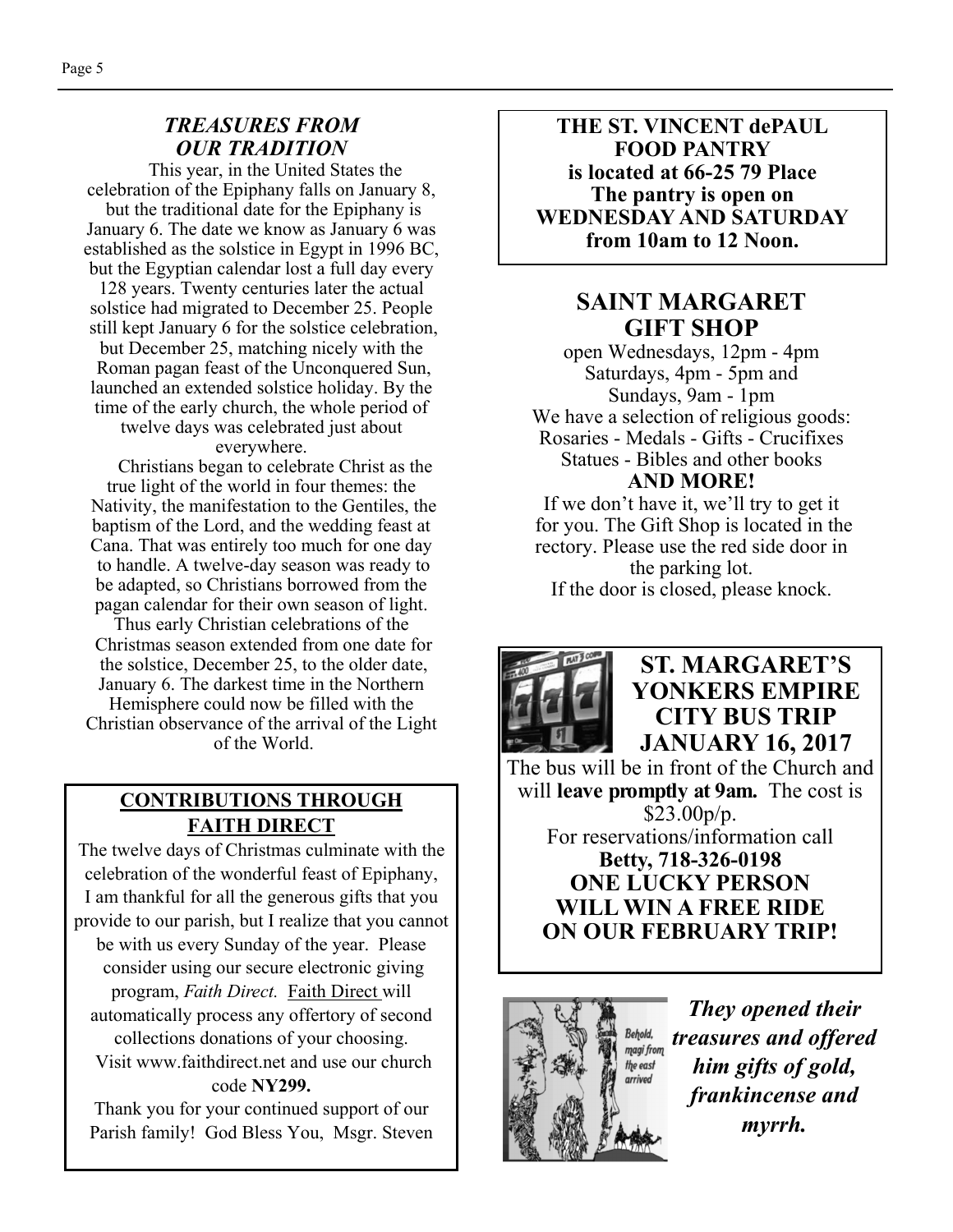### *TREASURES FROM OUR TRADITION*

This year, in the United States the celebration of the Epiphany falls on January 8, but the traditional date for the Epiphany is January 6. The date we know as January 6 was established as the solstice in Egypt in 1996 BC, but the Egyptian calendar lost a full day every 128 years. Twenty centuries later the actual solstice had migrated to December 25. People still kept January 6 for the solstice celebration, but December 25, matching nicely with the Roman pagan feast of the Unconquered Sun, launched an extended solstice holiday. By the time of the early church, the whole period of twelve days was celebrated just about everywhere.

Christians began to celebrate Christ as the true light of the world in four themes: the Nativity, the manifestation to the Gentiles, the baptism of the Lord, and the wedding feast at Cana. That was entirely too much for one day to handle. A twelve-day season was ready to be adapted, so Christians borrowed from the pagan calendar for their own season of light. Thus early Christian celebrations of the Christmas season extended from one date for the solstice, December 25, to the older date, January 6. The darkest time in the Northern Hemisphere could now be filled with the Christian observance of the arrival of the Light of the World.

**CONTRIBUTIONS THROUGH FAITH DIRECT**

The twelve days of Christmas culminate with the celebration of the wonderful feast of Epiphany, I am thankful for all the generous gifts that you provide to our parish, but I realize that you cannot be with us every Sunday of the year. Please consider using our secure electronic giving program, *Faith Direct.* Faith Direct will automatically process any offertory of second collections donations of your choosing. Visit www.faithdirect.net and use our church code **NY299.**

Thank you for your continued support of our Parish family! God Bless You, Msgr. Steven

**THE ST. VINCENT dePAUL FOOD PANTRY is located at 66-25 79 Place The pantry is open on WEDNESDAY AND SATURDAY from 10am to 12 Noon.**

## SAINT MARGARET GIFT SHOP

open Wednesdays, 12pm - 4pm
Saturdays, 4pm - 5pm and
Sundays, 9am - 1pm

We have a selection of religious goods:
Rosaries - Medals - Gifts - Crucifixes
Statues - Bibles and other books

**AND MORE!**

If we don't have it, we'll try to get it for you. The Gift Shop is located in the rectory. Please use the red side door in the parking lot.
If the door is closed, please knock.

## ST. MARGARET'S YONKERS EMPIRE CITY BUS TRIP JANUARY 16, 2017

The bus will be in front of the Church and will **leave promptly at 9am.** The cost is $23.00p/p.
For reservations/information call
**Betty, 718-326-0198**

**ONE LUCKY PERSON WILL WIN A FREE RIDE ON OUR FEBRUARY TRIP!**

***They opened their treasures and offered him gifts of gold, frankincense and myrrh.***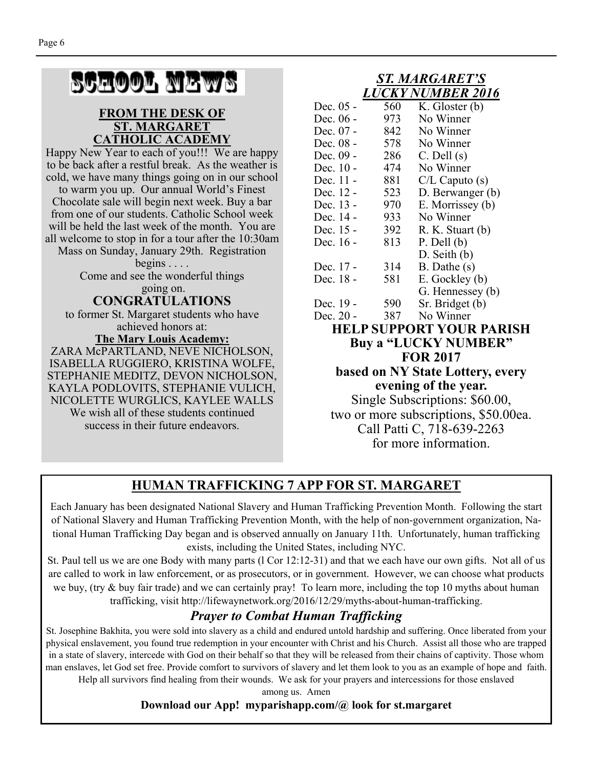# SCHOOL NEWS

### FROM THE DESK OF ST. MARGARET CATHOLIC ACADEMY

Happy New Year to each of you!!! We are happy to be back after a restful break. As the weather is cold, we have many things going on in our school to warm you up. Our annual World's Finest Chocolate sale will begin next week. Buy a bar from one of our students. Catholic School week will be held the last week of the month. You are all welcome to stop in for a tour after the 10:30am Mass on Sunday, January 29th. Registration begins . . . .

Come and see the wonderful things going on.

### CONGRATULATIONS

to former St. Margaret students who have achieved honors at:

**The Mary Louis Academy:**

ZARA McPARTLAND, NEVE NICHOLSON, ISABELLA RUGGIERO, KRISTINA WOLFE, STEPHANIE MEDITZ, DEVON NICHOLSON, KAYLA PODLOVITS, STEPHANIE VULICH, NICOLETTE WURGLICS, KAYLEE WALLS

We wish all of these students continued success in their future endeavors.

## *ST. MARGARET'S LUCKY NUMBER 2016*

| Date | Number | Winner |
|---|---|---|
| Dec. 05 - | 560 | K. Gloster (b) |
| Dec. 06 - | 973 | No Winner |
| Dec. 07 - | 842 | No Winner |
| Dec. 08 - | 578 | No Winner |
| Dec. 09 - | 286 | C. Dell (s) |
| Dec. 10 - | 474 | No Winner |
| Dec. 11 - | 881 | C/L Caputo (s) |
| Dec. 12 - | 523 | D. Berwanger (b) |
| Dec. 13 - | 970 | E. Morrissey (b) |
| Dec. 14 - | 933 | No Winner |
| Dec. 15 - | 392 | R. K. Stuart (b) |
| Dec. 16 - | 813 | P. Dell (b) |
| | | D. Seith (b) |
| Dec. 17 - | 314 | B. Dathe (s) |
| Dec. 18 - | 581 | E. Gockley (b) |
| | | G. Hennessey (b) |
| Dec. 19 - | 590 | Sr. Bridget (b) |
| Dec. 20 - | 387 | No Winner |

**HELP SUPPORT YOUR PARISH**
**Buy a "LUCKY NUMBER" FOR 2017**
**based on NY State Lottery, every evening of the year.**

Single Subscriptions: $60.00,
two or more subscriptions, $50.00ea.
Call Patti C, 718-639-2263
for more information.

## HUMAN TRAFFICKING 7 APP FOR ST. MARGARET

Each January has been designated National Slavery and Human Trafficking Prevention Month. Following the start of National Slavery and Human Trafficking Prevention Month, with the help of non-government organization, National Human Trafficking Day began and is observed annually on January 11th. Unfortunately, human trafficking exists, including the United States, including NYC.

St. Paul tell us we are one Body with many parts (l Cor 12:12-31) and that we each have our own gifts. Not all of us are called to work in law enforcement, or as prosecutors, or in government. However, we can choose what products we buy, (try & buy fair trade) and we can certainly pray! To learn more, including the top 10 myths about human trafficking, visit http://lifewaynetwork.org/2016/12/29/myths-about-human-trafficking.

### *Prayer to Combat Human Trafficking*

St. Josephine Bakhita, you were sold into slavery as a child and endured untold hardship and suffering. Once liberated from your physical enslavement, you found true redemption in your encounter with Christ and his Church. Assist all those who are trapped in a state of slavery, intercede with God on their behalf so that they will be released from their chains of captivity. Those whom man enslaves, let God set free. Provide comfort to survivors of slavery and let them look to you as an example of hope and faith. Help all survivors find healing from their wounds. We ask for your prayers and intercessions for those enslaved among us. Amen

**Download our App! myparishapp.com/@ look for st.margaret**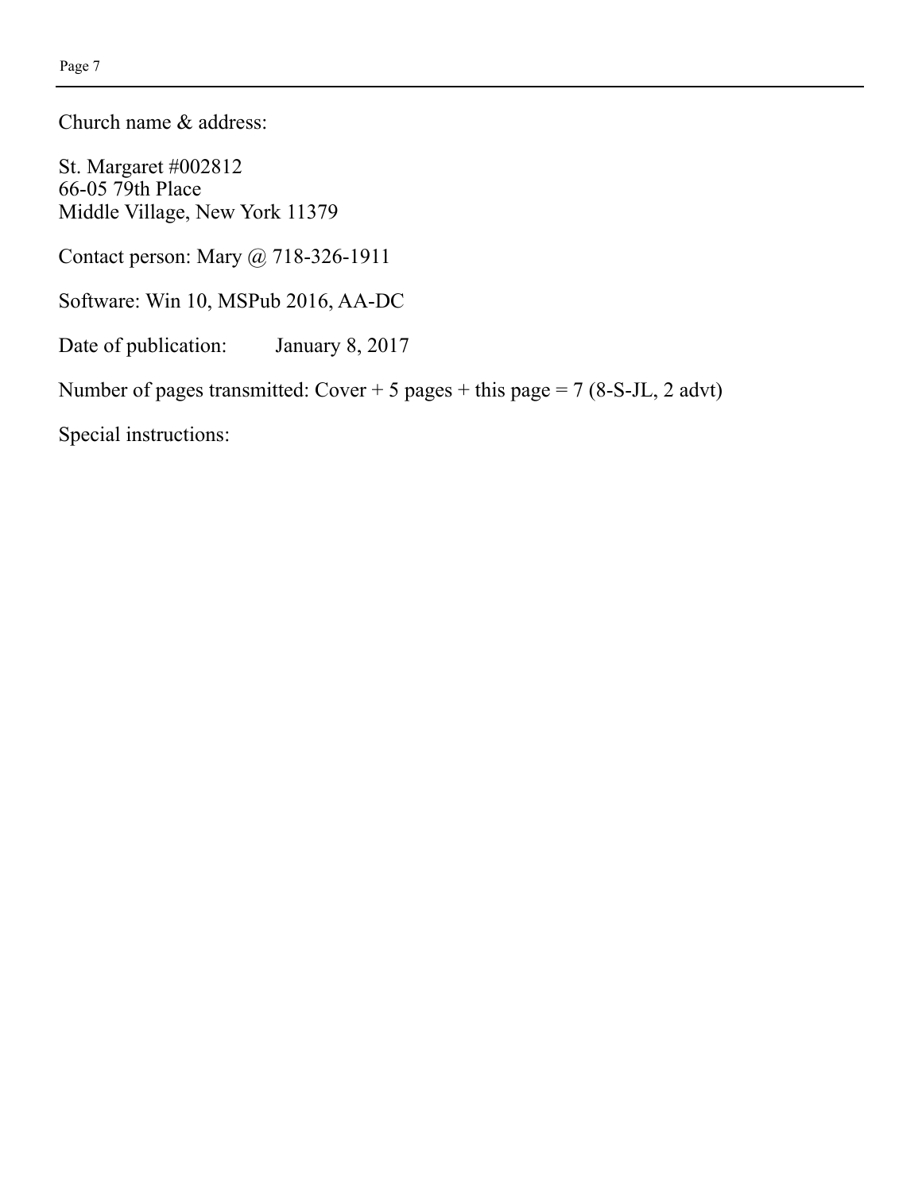Church name & address:

St. Margaret #002812
66-05 79th Place
Middle Village, New York 11379

Contact person: Mary @ 718-326-1911

Software: Win 10, MSPub 2016, AA-DC

Date of publication: January 8, 2017

Number of pages transmitted: Cover + 5 pages + this page = 7 (8-S-JL, 2 advt)

Special instructions: